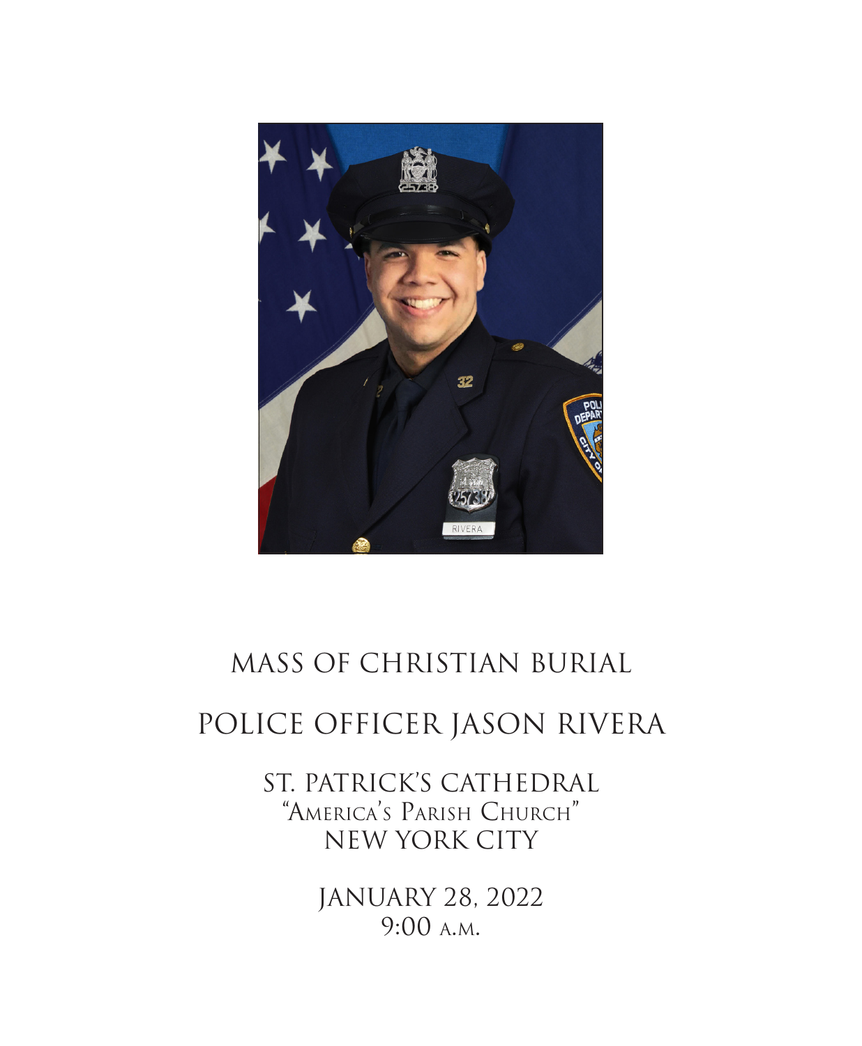# MASS OF CHRISTIAN BURIAL

# POLICE OFFICER JASON RIVERA

ST. PATRICK'S CATHEDRAL
"America's Parish Church"
NEW YORK CITY

JANUARY 28, 2022
9:00 A.M.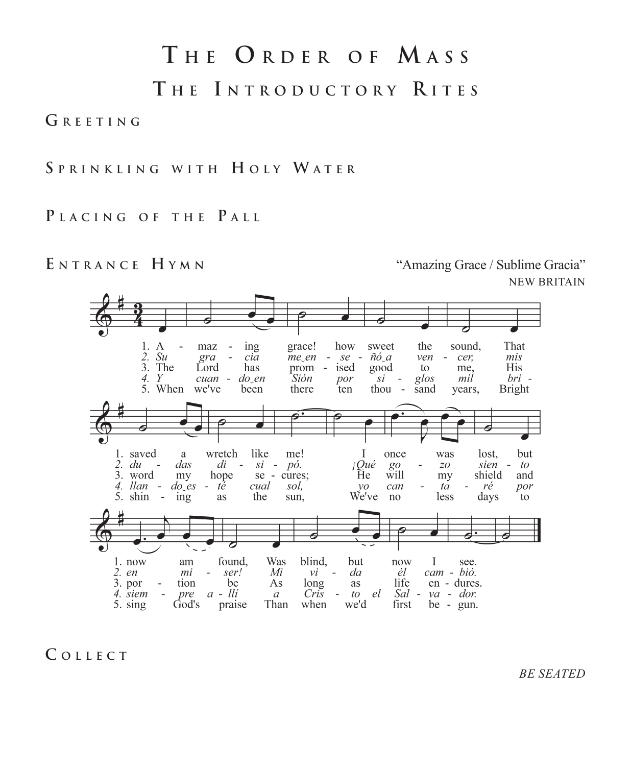# The Order of Mass

## The Introductory Rites

### Greeting

### Sprinkling with Holy Water

### Placing of the Pall

### Entrance Hymn

"Amazing Grace / Sublime Gracia"

NEW BRITAIN

1. Amazing grace! how sweet the sound, That saved a wretch like me! I once was lost, but now am found, Was blind, but now I see.

*2. Su gracia me en-señó a vencer, mis dudas disipó. ¡Qué gozo siento en mi ser! Mi vida él cambió.*

3. The Lord has promised good to me, His word my hope secures; He will my shield and portion be As long as life endures.

*4. Y cuando en Sión por siglos mil brillando esté cual sol, yo cantaré por siempre allí a Cristo el Salvador.*

5. When we've been there ten thousand years, Bright shining as the sun, We've no less days to sing God's praise Than when we'd first begun.

### Collect

*BE SEATED*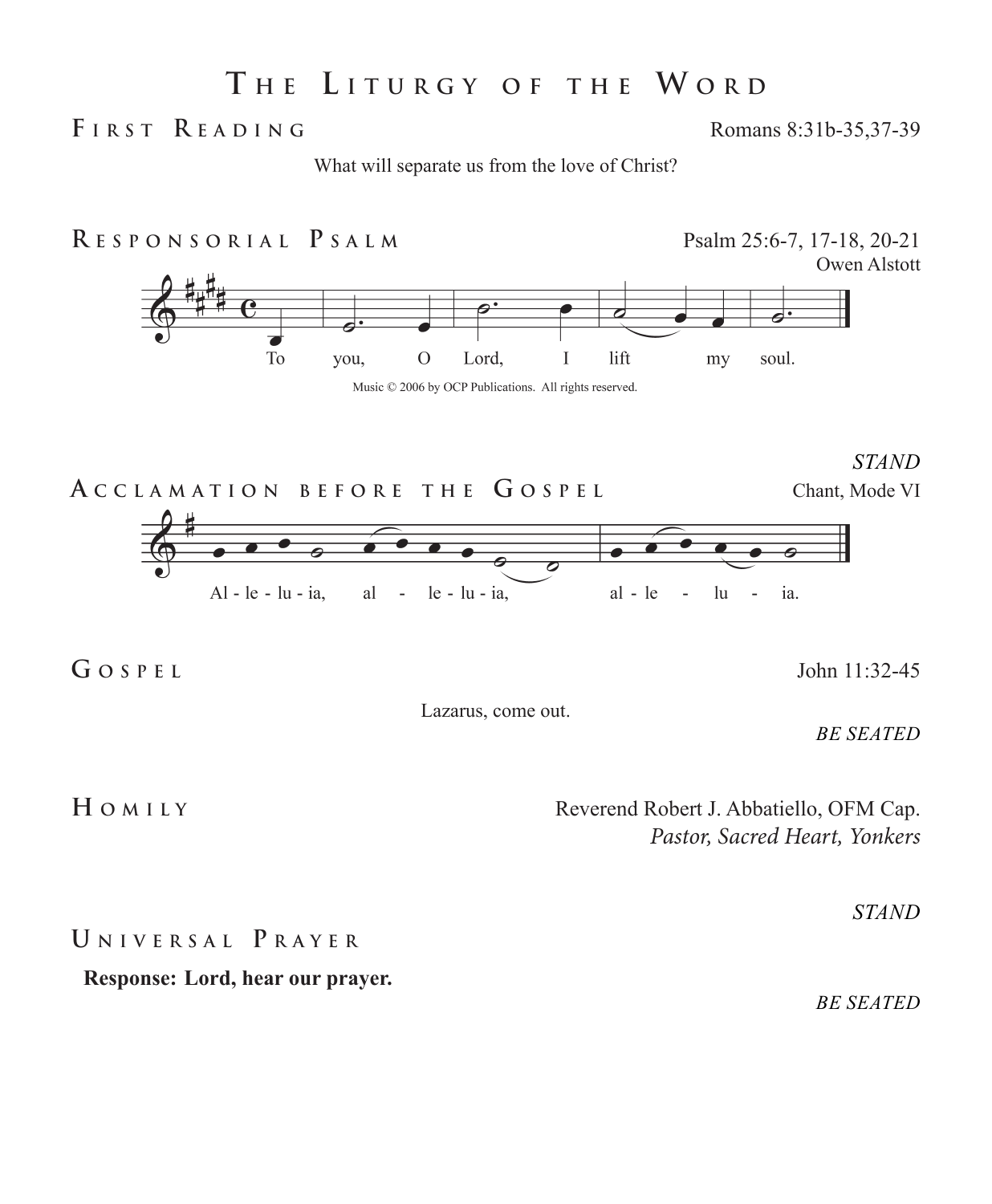# The Liturgy of the Word

## First Reading

Romans 8:31b-35,37-39

What will separate us from the love of Christ?

## Responsorial Psalm

Psalm 25:6-7, 17-18, 20-21

Owen Alstott

To you, O Lord, I lift my soul.

Music © 2006 by OCP Publications. All rights reserved.

*STAND*

## Acclamation before the Gospel

Chant, Mode VI

Al - le - lu - ia, al - le - lu - ia, al - le - lu - ia.

## Gospel

John 11:32-45

Lazarus, come out.

*BE SEATED*

## Homily

Reverend Robert J. Abbatiello, OFM Cap.
*Pastor, Sacred Heart, Yonkers*

*STAND*

## Universal Prayer

**Response: Lord, hear our prayer.**

*BE SEATED*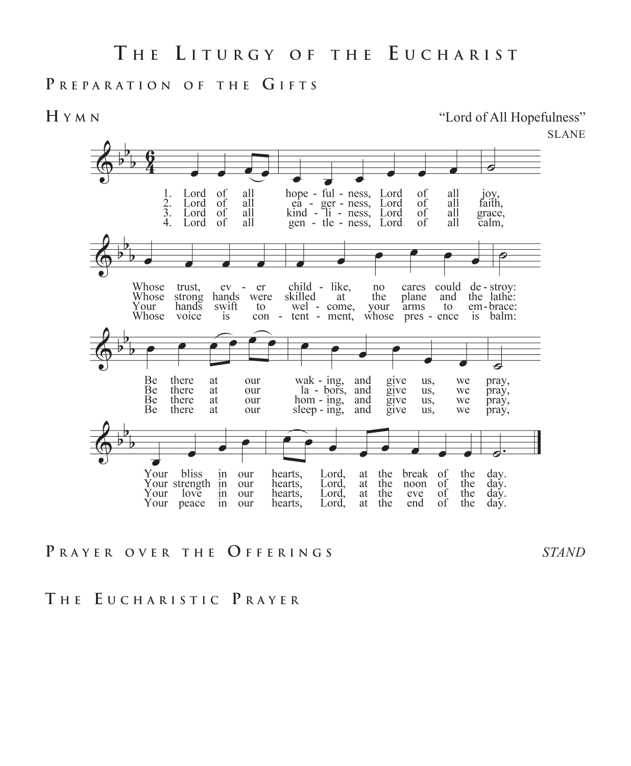# The Liturgy of the Eucharist

## Preparation of the Gifts

### Hymn

"Lord of All Hopefulness"
SLANE

1. Lord of all hopefulness, Lord of all joy,
Whose trust, ever childlike, no cares could destroy:
Be there at our waking, and give us, we pray,
Your bliss in our hearts, Lord, at the break of the day.

2. Lord of all eagerness, Lord of all faith,
Whose strong hands were skilled at the plane and the lathe:
Be there at our labors, and give us, we pray,
Your strength in our hearts, Lord, at the noon of the day.

3. Lord of all kindliness, Lord of all grace,
Your hands swift to welcome, your arms to embrace:
Be there at our homing, and give us, we pray,
Your love in our hearts, Lord, at the eve of the day.

4. Lord of all gentleness, Lord of all calm,
Whose voice is contentment, whose presence is balm:
Be there at our sleeping, and give us, we pray,
Your peace in our hearts, Lord, at the end of the day.

## Prayer over the Offerings

*STAND*

## The Eucharistic Prayer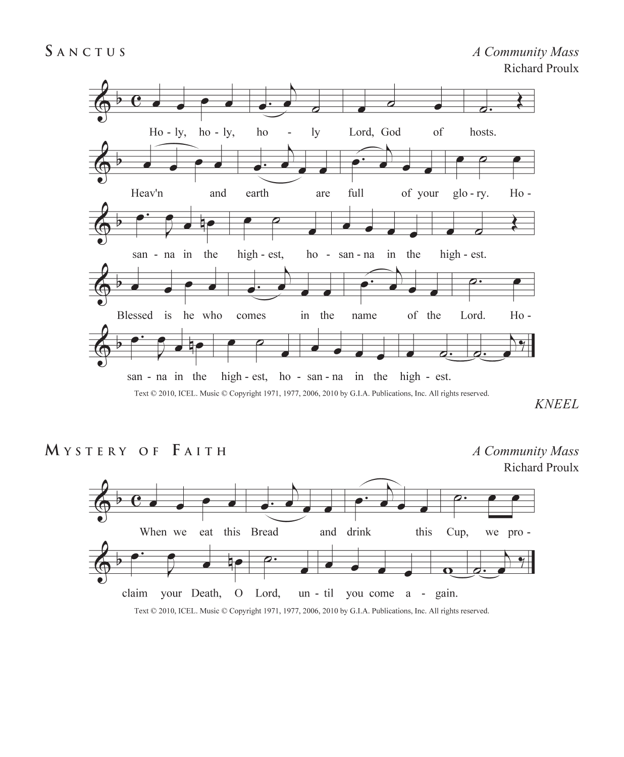## Sanctus

*A Community Mass*
Richard Proulx

Ho - ly, ho - ly, ho - ly Lord, God of hosts.
Heav'n and earth are full of your glo - ry. Ho -
san - na in the high - est, ho - san - na in the high - est.
Blessed is he who comes in the name of the Lord. Ho -
san - na in the high - est, ho - san - na in the high - est.

Text © 2010, ICEL. Music © Copyright 1971, 1977, 2006, 2010 by G.I.A. Publications, Inc. All rights reserved.

*KNEEL*

## Mystery of Faith

*A Community Mass*
Richard Proulx

When we eat this Bread and drink this Cup, we pro -
claim your Death, O Lord, un - til you come a - gain.

Text © 2010, ICEL. Music © Copyright 1971, 1977, 2006, 2010 by G.I.A. Publications, Inc. All rights reserved.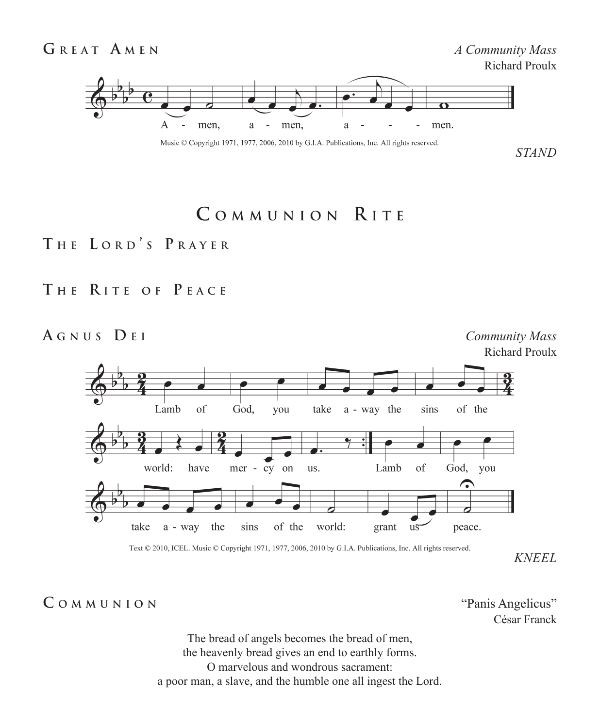## Great Amen

*A Community Mass*
Richard Proulx

A - men, a - men, a - - - men.

Music © Copyright 1971, 1977, 2006, 2010 by G.I.A. Publications, Inc. All rights reserved.

*STAND*

# Communion Rite

## The Lord's Prayer

## The Rite of Peace

## Agnus Dei

*Community Mass*
Richard Proulx

Lamb of God, you take a - way the sins of the world: have mer - cy on us. Lamb of God, you take a - way the sins of the world: grant us peace.

Text © 2010, ICEL. Music © Copyright 1971, 1977, 2006, 2010 by G.I.A. Publications, Inc. All rights reserved.

*KNEEL*

## Communion

"Panis Angelicus"
César Franck

The bread of angels becomes the bread of men,
the heavenly bread gives an end to earthly forms.
O marvelous and wondrous sacrament:
a poor man, a slave, and the humble one all ingest the Lord.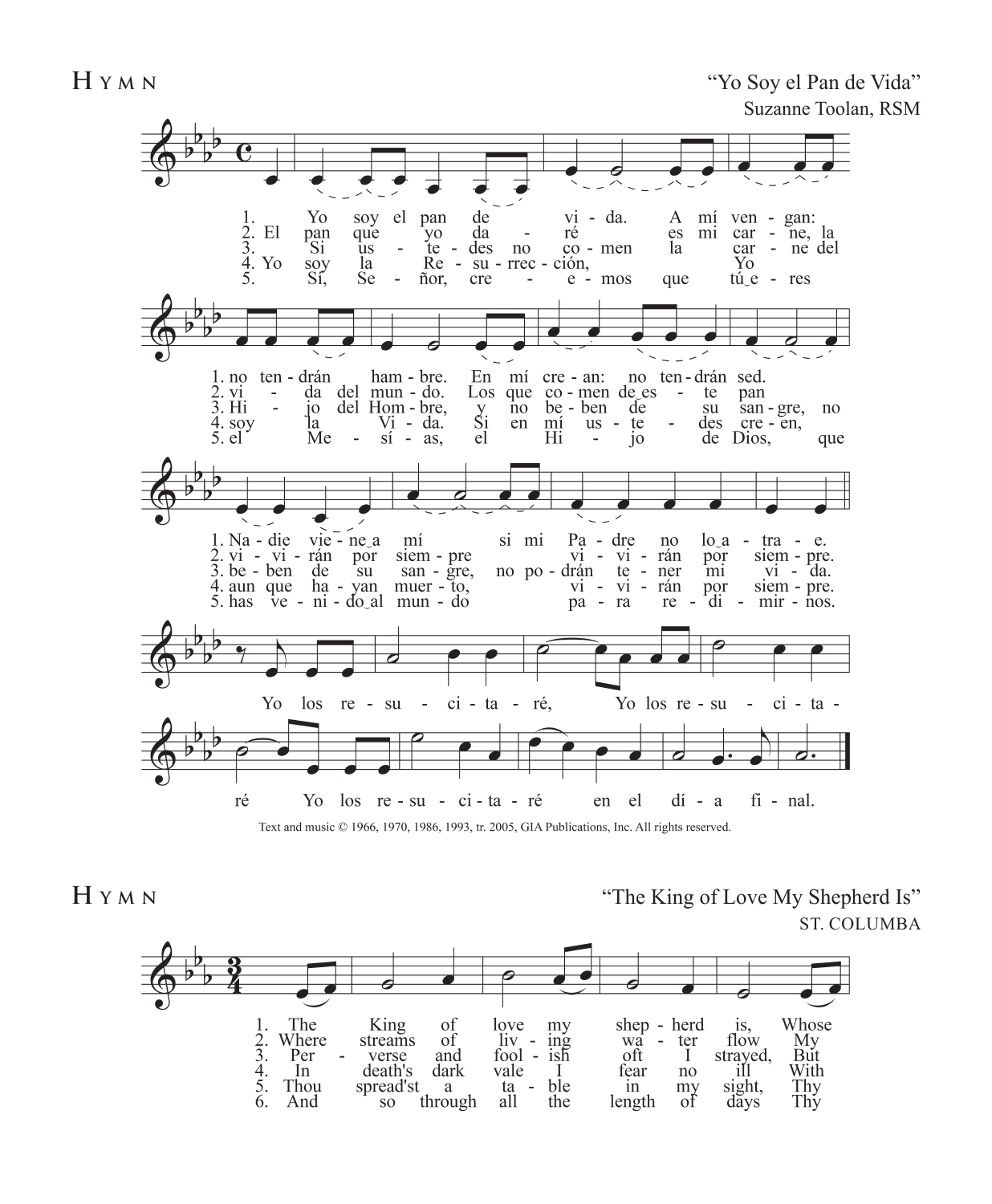## HYMN

"Yo Soy el Pan de Vida"

Suzanne Toolan, RSM

1. Yo soy el pan de vi - da. A mí ven - gan:
2. El pan que yo da - ré es mi car - ne, la
3. Si us - te - des no co - men la car - ne del
4. Yo soy la Re - su - rrec - ción, Yo
5. Sí, Se - ñor, cre - e - mos que tú_e - res

1. no ten - drán ham - bre. En mí cre - an: no ten - drán sed.
2. vi - da del mun - do. Los que co - men de_es - te pan
3. Hi - jo del Hom - bre, y no be - ben de su san - gre, no
4. soy la Vi - da. Si en mí us - te - des cre - en,
5. el Me - sí - as, el Hi - jo de Dios, que

1. Na - die vie - ne_a mí si mi Pa - dre no lo_a - tra - e.
2. vi - vi - rán por siem - pre vi - vi - rán por siem - pre.
3. be - ben de su san - gre, no po - drán te - ner mi vi - da.
4. aun que ha - yan muer - to, vi - vi - rán por siem - pre.
5. has ve - ni - do_al mun - do pa - ra re - di - mir - nos.

Yo los re - su - ci - ta - ré, Yo los re - su - ci - ta - ré Yo los re - su - ci - ta - ré en el dí - a fi - nal.

Text and music © 1966, 1970, 1986, 1993, tr. 2005, GIA Publications, Inc. All rights reserved.

## HYMN

"The King of Love My Shepherd Is"

ST. COLUMBA

1. The King of love my shep - herd is, Whose
2. Where streams of liv - ing wa - ter flow My
3. Per - verse and fool - ish oft I strayed, But
4. In death's dark vale I fear no ill With
5. Thou spread'st a ta - ble in my sight, Thy
6. And so through all the length of days Thy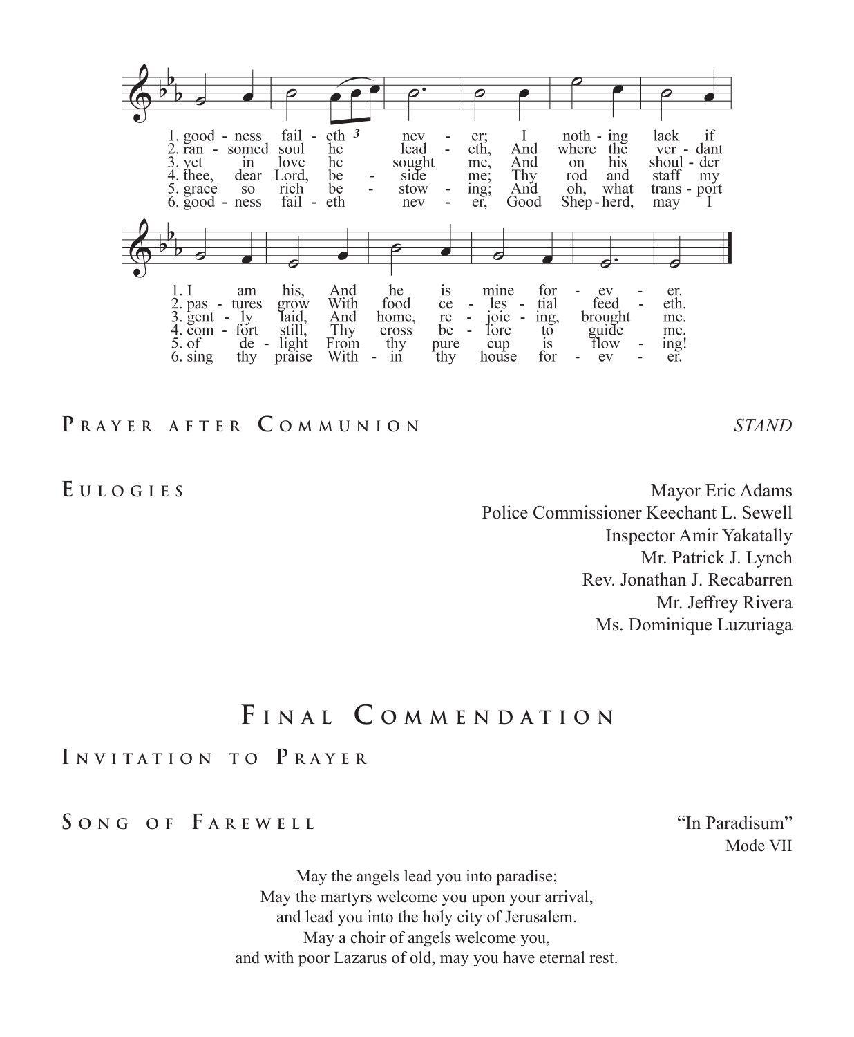1. goodness faileth never; I nothing lack if I am his, And he is mine for ever.

2. ransomed soul he leadeth, And where the verdant pastures grow With food celestial feedeth.

3. yet in love he sought me, And on his shoulder gently laid, And home, rejoicing, brought me.

4. thee, dear Lord, beside me; Thy rod and staff my comfort still, Thy cross before to guide me.

5. grace so rich bestowing; And oh, what transport of delight From thy pure cup is flowing!

6. goodness faileth never, Good Shepherd, may I sing thy praise Within thy house for ever.

## Prayer after Communion

*STAND*

## Eulogies

Mayor Eric Adams
Police Commissioner Keechant L. Sewell
Inspector Amir Yakatally
Mr. Patrick J. Lynch
Rev. Jonathan J. Recabarren
Mr. Jeffrey Rivera
Ms. Dominique Luzuriaga

# Final Commendation

## Invitation to Prayer

## Song of Farewell

"In Paradisum"
Mode VII

May the angels lead you into paradise;
May the martyrs welcome you upon your arrival,
and lead you into the holy city of Jerusalem.
May a choir of angels welcome you,
and with poor Lazarus of old, may you have eternal rest.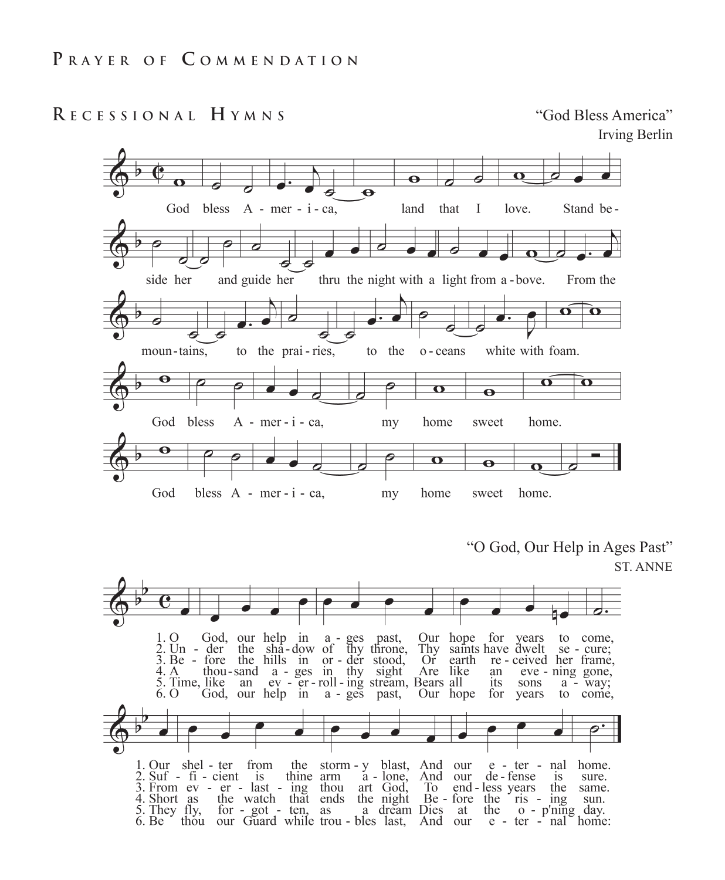# Prayer of Commendation

## Recessional Hymns

"God Bless America"
Irving Berlin

God bless A - mer - i - ca, land that I love. Stand beside her and guide her thru the night with a light from a - bove. From the moun - tains, to the prai - ries, to the o - ceans white with foam. God bless A - mer - i - ca, my home sweet home. God bless A - mer - i - ca, my home sweet home.

"O God, Our Help in Ages Past"
ST. ANNE

1. O God, our help in a - ges past, Our hope for years to come, Our shel - ter from the storm - y blast, And our e - ter - nal home.
2. Un - der the sha - dow of thy throne, Thy saints have dwelt se - cure; Suf - fi - cient is thine arm a - lone, And our de - fense is sure.
3. Be - fore the hills in or - der stood, Or earth re - ceived her frame, From ev - er - last - ing thou art God, To end - less years the same.
4. A thou - sand a - ges in thy sight Are like an eve - ning gone, Short as the watch that ends the night Be - fore the ris - ing sun.
5. Time, like an ev - er - roll - ing stream, Bears all its sons a - way; They fly, for - got - ten, as a dream Dies at the o - p'ning day.
6. O God, our help in a - ges past, Our hope for years to come, Be thou our Guard while trou - bles last, And our e - ter - nal home: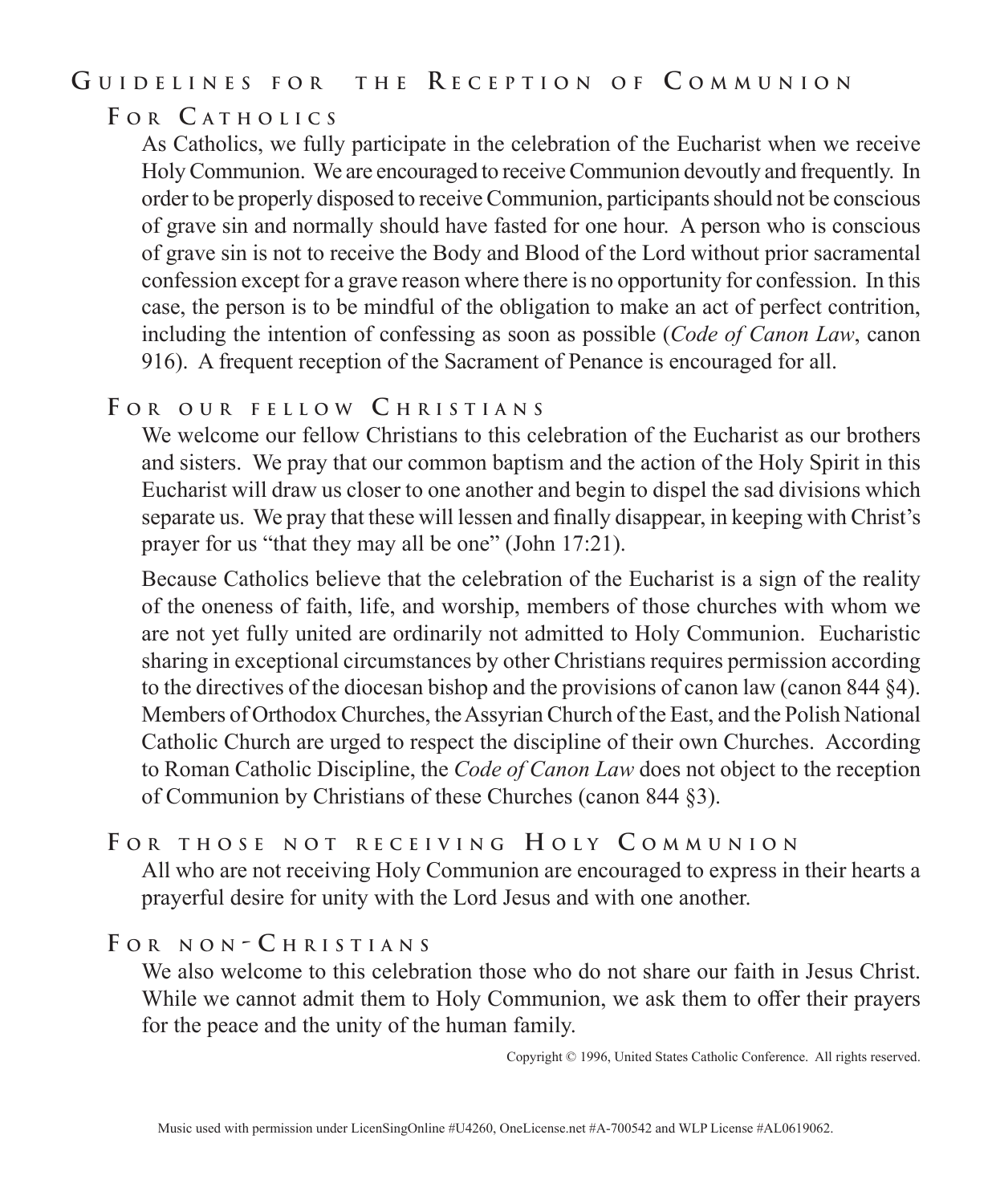# Guidelines for the Reception of Communion

## For Catholics

As Catholics, we fully participate in the celebration of the Eucharist when we receive Holy Communion. We are encouraged to receive Communion devoutly and frequently. In order to be properly disposed to receive Communion, participants should not be conscious of grave sin and normally should have fasted for one hour. A person who is conscious of grave sin is not to receive the Body and Blood of the Lord without prior sacramental confession except for a grave reason where there is no opportunity for confession. In this case, the person is to be mindful of the obligation to make an act of perfect contrition, including the intention of confessing as soon as possible (*Code of Canon Law*, canon 916). A frequent reception of the Sacrament of Penance is encouraged for all.

## For our fellow Christians

We welcome our fellow Christians to this celebration of the Eucharist as our brothers and sisters. We pray that our common baptism and the action of the Holy Spirit in this Eucharist will draw us closer to one another and begin to dispel the sad divisions which separate us. We pray that these will lessen and finally disappear, in keeping with Christ's prayer for us "that they may all be one" (John 17:21).

Because Catholics believe that the celebration of the Eucharist is a sign of the reality of the oneness of faith, life, and worship, members of those churches with whom we are not yet fully united are ordinarily not admitted to Holy Communion. Eucharistic sharing in exceptional circumstances by other Christians requires permission according to the directives of the diocesan bishop and the provisions of canon law (canon 844 §4). Members of Orthodox Churches, the Assyrian Church of the East, and the Polish National Catholic Church are urged to respect the discipline of their own Churches. According to Roman Catholic Discipline, the *Code of Canon Law* does not object to the reception of Communion by Christians of these Churches (canon 844 §3).

## For those not receiving Holy Communion

All who are not receiving Holy Communion are encouraged to express in their hearts a prayerful desire for unity with the Lord Jesus and with one another.

## For non-Christians

We also welcome to this celebration those who do not share our faith in Jesus Christ. While we cannot admit them to Holy Communion, we ask them to offer their prayers for the peace and the unity of the human family.

Copyright © 1996, United States Catholic Conference. All rights reserved.

Music used with permission under LicenSingOnline #U4260, OneLicense.net #A-700542 and WLP License #AL0619062.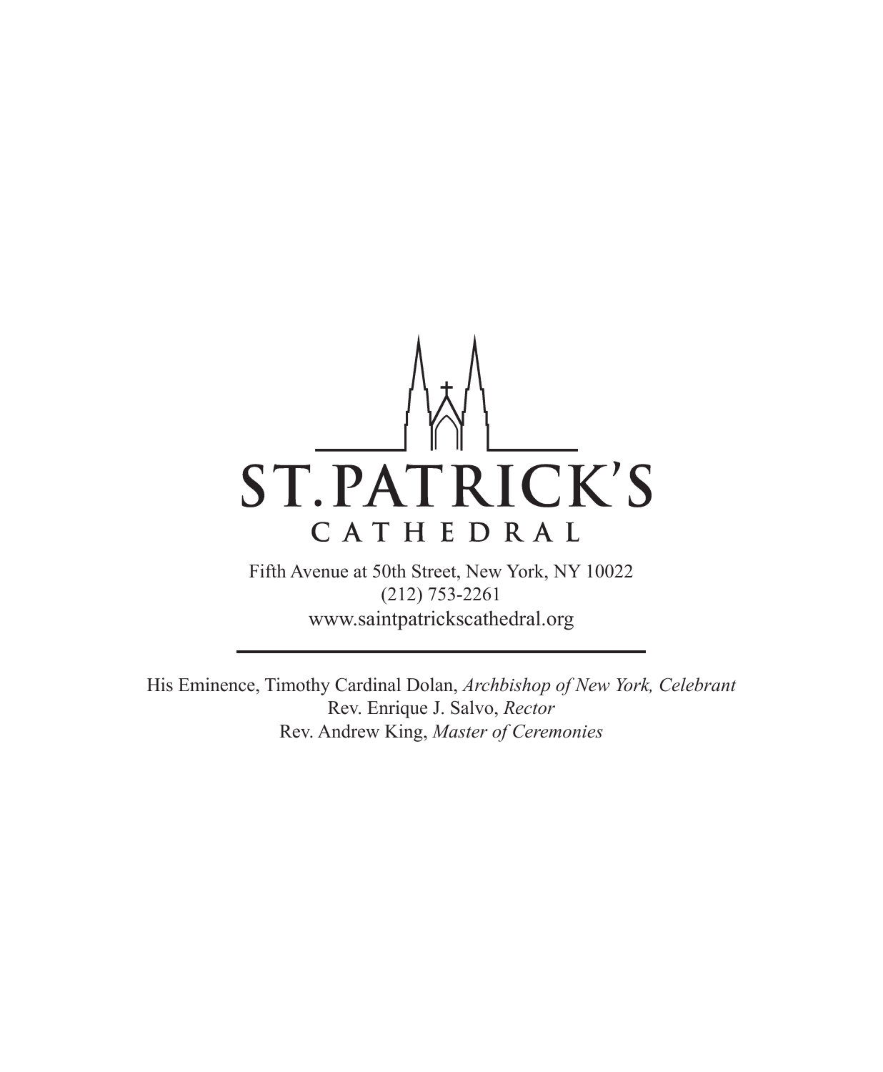ST. PATRICK'S

CATHEDRAL

Fifth Avenue at 50th Street, New York, NY 10022
(212) 753-2261
www.saintpatrickscathedral.org

---

His Eminence, Timothy Cardinal Dolan, *Archbishop of New York, Celebrant*
Rev. Enrique J. Salvo, *Rector*
Rev. Andrew King, *Master of Ceremonies*